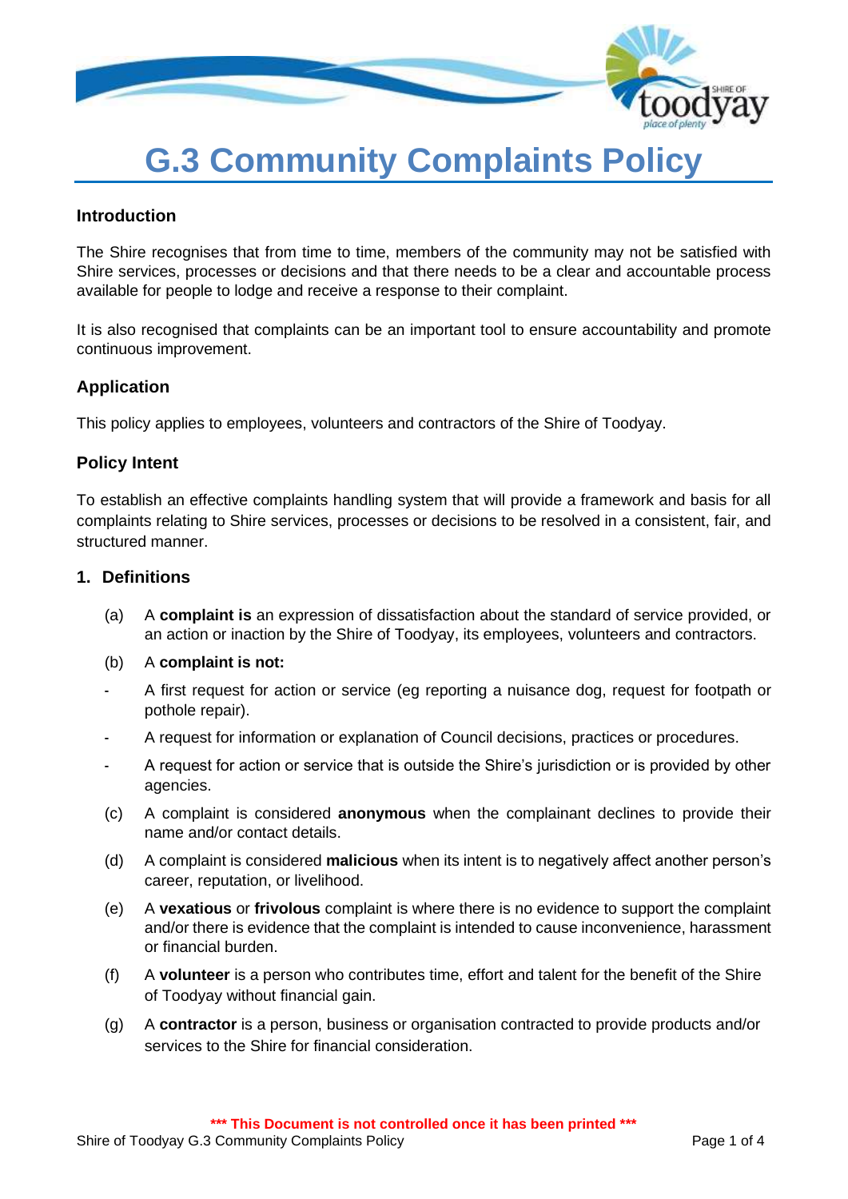# G.3 Community Complaints Policy

## Introduction

The Shire recognises that from time to time, members of the community may not be satisfied with Shire services, processes or decisions and that there needs to be a clear and accountable process available for people to lodge and receive a response to their complaint.

It is also recognised that complaints can be an important tool to ensure accountability and promote continuous improvement.

## Application

This policy applies to employees, volunteers and contractors of the Shire of Toodyay.

## Policy Intent

To establish an effective complaints handling system that will provide a framework and basis for all complaints relating to Shire services, processes or decisions to be resolved in a consistent, fair, and structured manner.

## 1. Definitions

(a) A **complaint is** an expression of dissatisfaction about the standard of service provided, or an action or inaction by the Shire of Toodyay, its employees, volunteers and contractors.

(b) A **complaint is not:**

- A first request for action or service (eg reporting a nuisance dog, request for footpath or pothole repair).
- A request for information or explanation of Council decisions, practices or procedures.
- A request for action or service that is outside the Shire's jurisdiction or is provided by other agencies.

(c) A complaint is considered **anonymous** when the complainant declines to provide their name and/or contact details.

(d) A complaint is considered **malicious** when its intent is to negatively affect another person's career, reputation, or livelihood.

(e) A **vexatious** or **frivolous** complaint is where there is no evidence to support the complaint and/or there is evidence that the complaint is intended to cause inconvenience, harassment or financial burden.

(f) A **volunteer** is a person who contributes time, effort and talent for the benefit of the Shire of Toodyay without financial gain.

(g) A **contractor** is a person, business or organisation contracted to provide products and/or services to the Shire for financial consideration.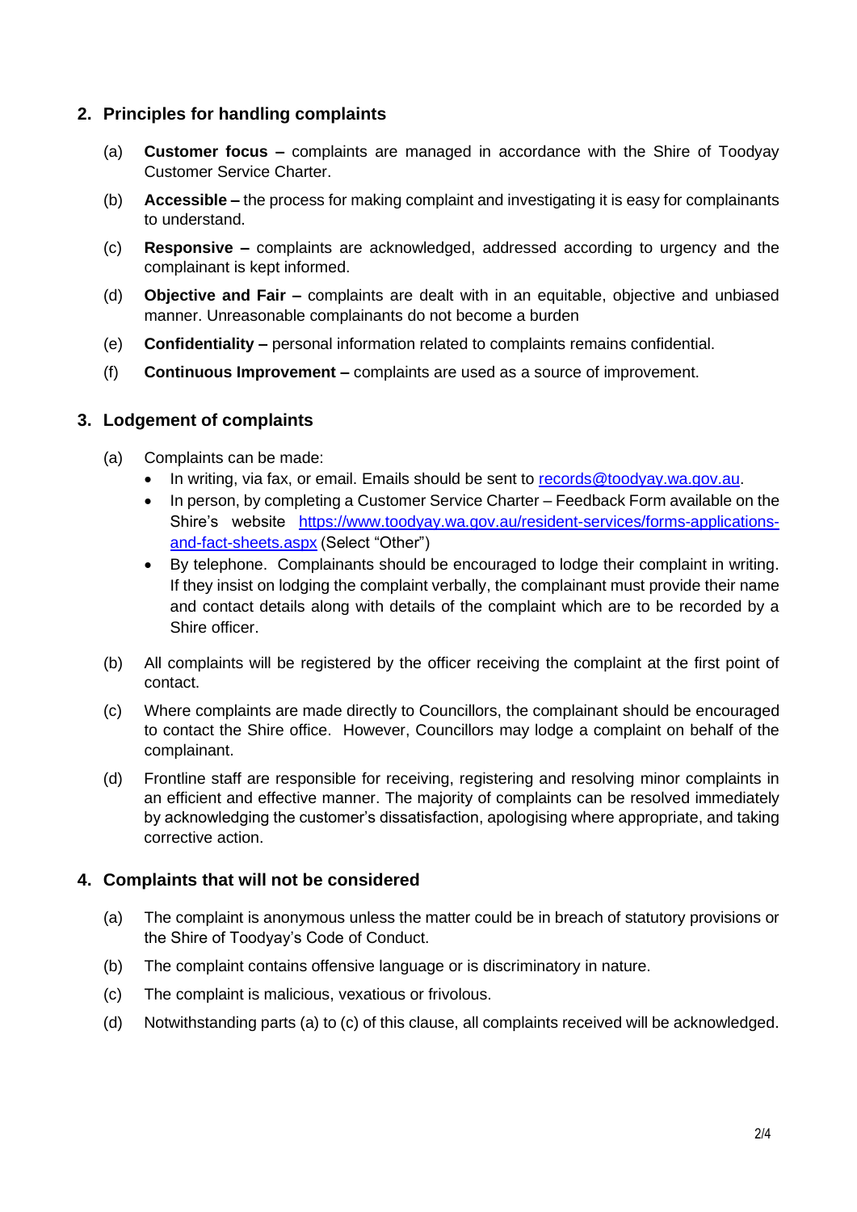## 2. Principles for handling complaints

(a) **Customer focus –** complaints are managed in accordance with the Shire of Toodyay Customer Service Charter.

(b) **Accessible –** the process for making complaint and investigating it is easy for complainants to understand.

(c) **Responsive –** complaints are acknowledged, addressed according to urgency and the complainant is kept informed.

(d) **Objective and Fair –** complaints are dealt with in an equitable, objective and unbiased manner. Unreasonable complainants do not become a burden

(e) **Confidentiality –** personal information related to complaints remains confidential.

(f) **Continuous Improvement –** complaints are used as a source of improvement.

## 3. Lodgement of complaints

(a) Complaints can be made:

- In writing, via fax, or email. Emails should be sent to [records@toodyay.wa.gov.au](mailto:records@toodyay.wa.gov.au).
- In person, by completing a Customer Service Charter – Feedback Form available on the Shire's website [https://www.toodyay.wa.gov.au/resident-services/forms-applications-and-fact-sheets.aspx](https://www.toodyay.wa.gov.au/resident-services/forms-applications-and-fact-sheets.aspx) (Select "Other")
- By telephone. Complainants should be encouraged to lodge their complaint in writing. If they insist on lodging the complaint verbally, the complainant must provide their name and contact details along with details of the complaint which are to be recorded by a Shire officer.

(b) All complaints will be registered by the officer receiving the complaint at the first point of contact.

(c) Where complaints are made directly to Councillors, the complainant should be encouraged to contact the Shire office. However, Councillors may lodge a complaint on behalf of the complainant.

(d) Frontline staff are responsible for receiving, registering and resolving minor complaints in an efficient and effective manner. The majority of complaints can be resolved immediately by acknowledging the customer's dissatisfaction, apologising where appropriate, and taking corrective action.

## 4. Complaints that will not be considered

(a) The complaint is anonymous unless the matter could be in breach of statutory provisions or the Shire of Toodyay's Code of Conduct.

(b) The complaint contains offensive language or is discriminatory in nature.

(c) The complaint is malicious, vexatious or frivolous.

(d) Notwithstanding parts (a) to (c) of this clause, all complaints received will be acknowledged.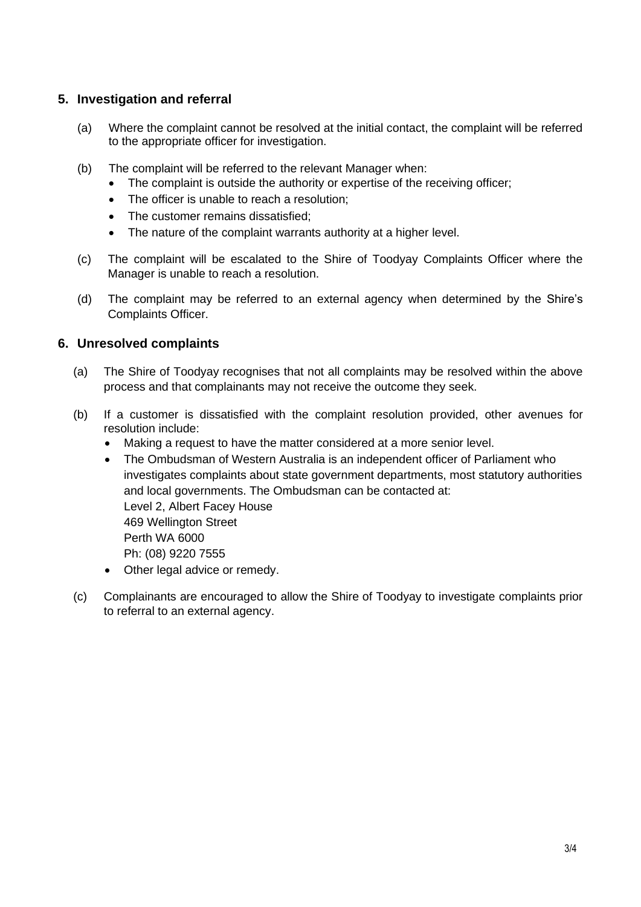## 5. Investigation and referral

(a) Where the complaint cannot be resolved at the initial contact, the complaint will be referred to the appropriate officer for investigation.

(b) The complaint will be referred to the relevant Manager when:

- The complaint is outside the authority or expertise of the receiving officer;
- The officer is unable to reach a resolution;
- The customer remains dissatisfied;
- The nature of the complaint warrants authority at a higher level.

(c) The complaint will be escalated to the Shire of Toodyay Complaints Officer where the Manager is unable to reach a resolution.

(d) The complaint may be referred to an external agency when determined by the Shire's Complaints Officer.

## 6. Unresolved complaints

(a) The Shire of Toodyay recognises that not all complaints may be resolved within the above process and that complainants may not receive the outcome they seek.

(b) If a customer is dissatisfied with the complaint resolution provided, other avenues for resolution include:

- Making a request to have the matter considered at a more senior level.
- The Ombudsman of Western Australia is an independent officer of Parliament who investigates complaints about state government departments, most statutory authorities and local governments. The Ombudsman can be contacted at:  
  Level 2, Albert Facey House  
  469 Wellington Street  
  Perth WA 6000  
  Ph: (08) 9220 7555
- Other legal advice or remedy.

(c) Complainants are encouraged to allow the Shire of Toodyay to investigate complaints prior to referral to an external agency.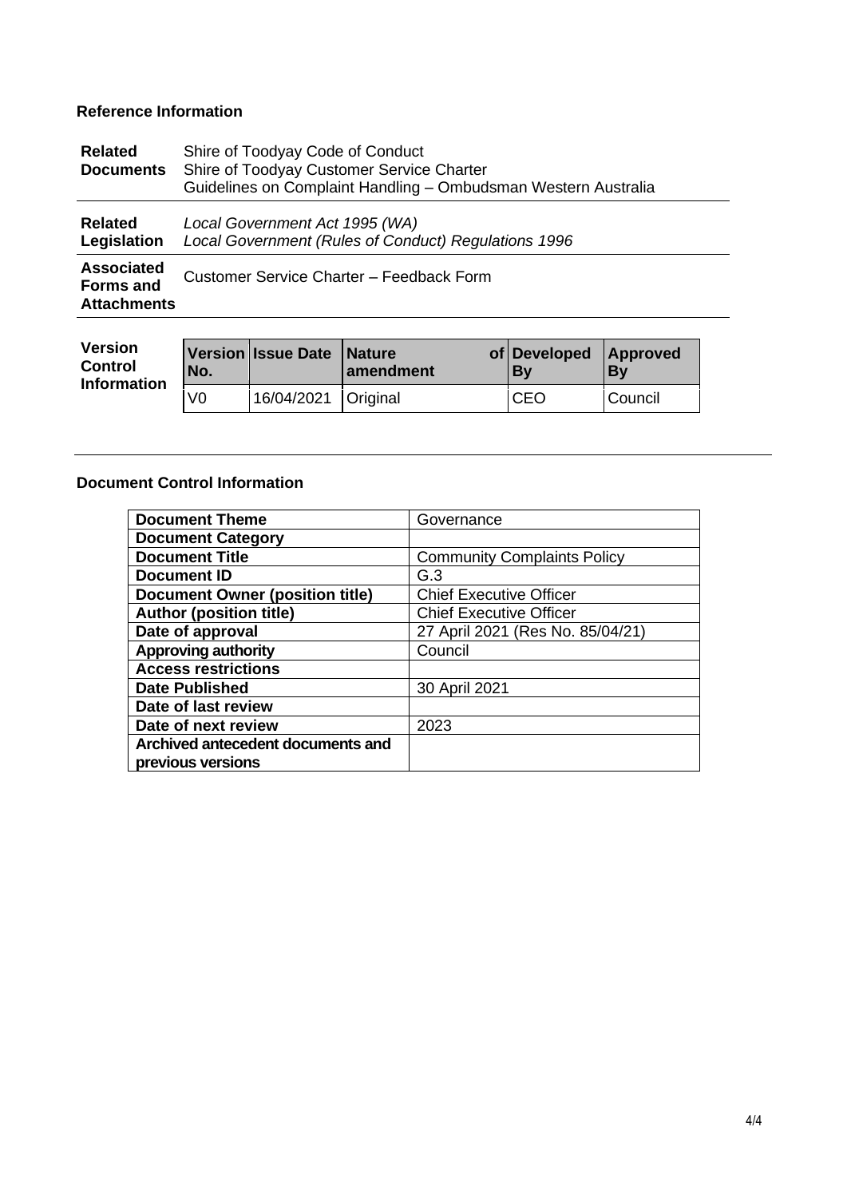### Reference Information

| | |
|---|---|
| **Related Documents** | Shire of Toodyay Code of Conduct<br>Shire of Toodyay Customer Service Charter<br>Guidelines on Complaint Handling – Ombudsman Western Australia |
| **Related Legislation** | *Local Government Act 1995 (WA)*<br>*Local Government (Rules of Conduct) Regulations 1996* |
| **Associated Forms and Attachments** | Customer Service Charter – Feedback Form |

**Version Control Information**

| Version No. | Issue Date | Nature of amendment | Developed By | Approved By |
|---|---|---|---|---|
| V0 | 16/04/2021 | Original | CEO | Council |

### Document Control Information

| | |
|---|---|
| **Document Theme** | Governance |
| **Document Category** | |
| **Document Title** | Community Complaints Policy |
| **Document ID** | G.3 |
| **Document Owner (position title)** | Chief Executive Officer |
| **Author (position title)** | Chief Executive Officer |
| **Date of approval** | 27 April 2021 (Res No. 85/04/21) |
| **Approving authority** | Council |
| **Access restrictions** | |
| **Date Published** | 30 April 2021 |
| **Date of last review** | |
| **Date of next review** | 2023 |
| **Archived antecedent documents and previous versions** | |